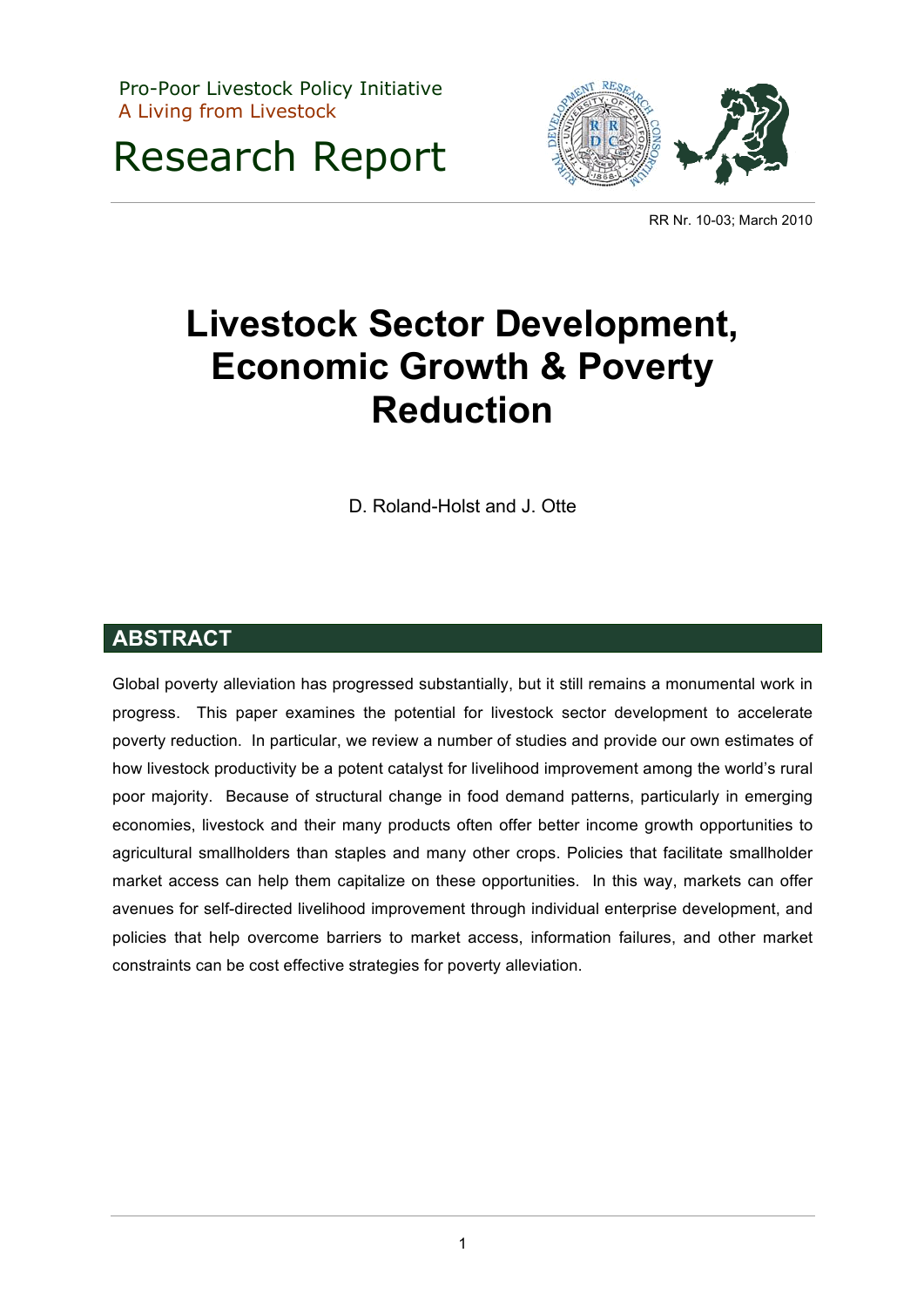Pro-Poor Livestock Policy Initiative
A Living from Livestock

Research Report

RR Nr. 10-03; March 2010

# Livestock Sector Development, Economic Growth & Poverty Reduction

D. Roland-Holst and J. Otte

## ABSTRACT

Global poverty alleviation has progressed substantially, but it still remains a monumental work in progress. This paper examines the potential for livestock sector development to accelerate poverty reduction. In particular, we review a number of studies and provide our own estimates of how livestock productivity be a potent catalyst for livelihood improvement among the world's rural poor majority. Because of structural change in food demand patterns, particularly in emerging economies, livestock and their many products often offer better income growth opportunities to agricultural smallholders than staples and many other crops. Policies that facilitate smallholder market access can help them capitalize on these opportunities. In this way, markets can offer avenues for self-directed livelihood improvement through individual enterprise development, and policies that help overcome barriers to market access, information failures, and other market constraints can be cost effective strategies for poverty alleviation.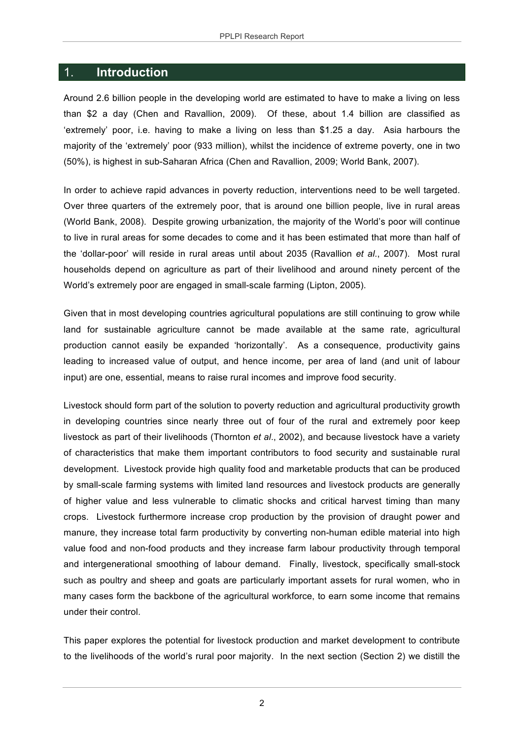# 1. Introduction

Around 2.6 billion people in the developing world are estimated to have to make a living on less than $2 a day (Chen and Ravallion, 2009). Of these, about 1.4 billion are classified as 'extremely' poor, i.e. having to make a living on less than $1.25 a day. Asia harbours the majority of the 'extremely' poor (933 million), whilst the incidence of extreme poverty, one in two (50%), is highest in sub-Saharan Africa (Chen and Ravallion, 2009; World Bank, 2007).

In order to achieve rapid advances in poverty reduction, interventions need to be well targeted. Over three quarters of the extremely poor, that is around one billion people, live in rural areas (World Bank, 2008). Despite growing urbanization, the majority of the World's poor will continue to live in rural areas for some decades to come and it has been estimated that more than half of the 'dollar-poor' will reside in rural areas until about 2035 (Ravallion *et al*., 2007). Most rural households depend on agriculture as part of their livelihood and around ninety percent of the World's extremely poor are engaged in small-scale farming (Lipton, 2005).

Given that in most developing countries agricultural populations are still continuing to grow while land for sustainable agriculture cannot be made available at the same rate, agricultural production cannot easily be expanded 'horizontally'. As a consequence, productivity gains leading to increased value of output, and hence income, per area of land (and unit of labour input) are one, essential, means to raise rural incomes and improve food security.

Livestock should form part of the solution to poverty reduction and agricultural productivity growth in developing countries since nearly three out of four of the rural and extremely poor keep livestock as part of their livelihoods (Thornton *et al*., 2002), and because livestock have a variety of characteristics that make them important contributors to food security and sustainable rural development. Livestock provide high quality food and marketable products that can be produced by small-scale farming systems with limited land resources and livestock products are generally of higher value and less vulnerable to climatic shocks and critical harvest timing than many crops. Livestock furthermore increase crop production by the provision of draught power and manure, they increase total farm productivity by converting non-human edible material into high value food and non-food products and they increase farm labour productivity through temporal and intergenerational smoothing of labour demand. Finally, livestock, specifically small-stock such as poultry and sheep and goats are particularly important assets for rural women, who in many cases form the backbone of the agricultural workforce, to earn some income that remains under their control.

This paper explores the potential for livestock production and market development to contribute to the livelihoods of the world's rural poor majority. In the next section (Section 2) we distill the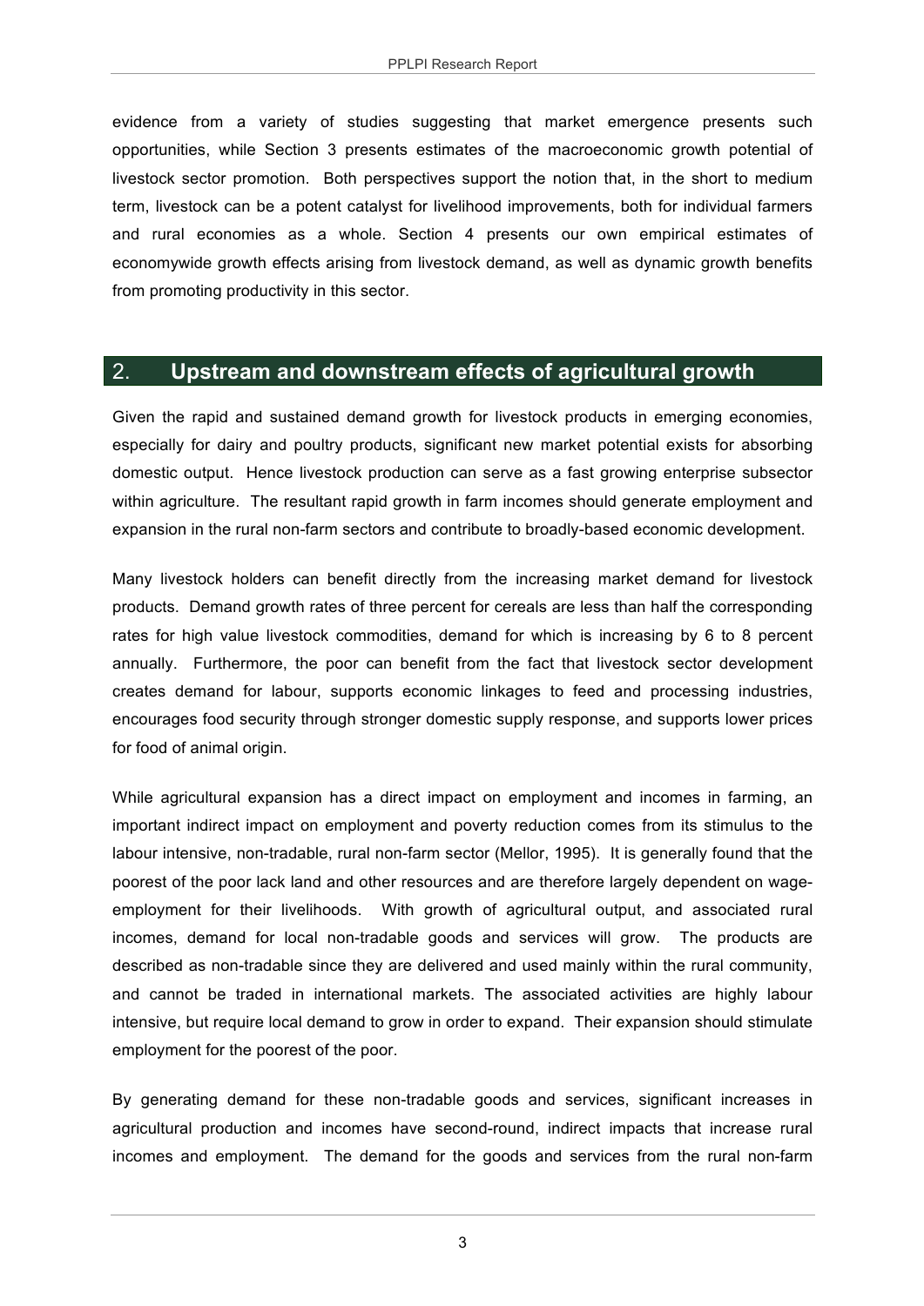evidence from a variety of studies suggesting that market emergence presents such opportunities, while Section 3 presents estimates of the macroeconomic growth potential of livestock sector promotion. Both perspectives support the notion that, in the short to medium term, livestock can be a potent catalyst for livelihood improvements, both for individual farmers and rural economies as a whole. Section 4 presents our own empirical estimates of economywide growth effects arising from livestock demand, as well as dynamic growth benefits from promoting productivity in this sector.

## 2. Upstream and downstream effects of agricultural growth

Given the rapid and sustained demand growth for livestock products in emerging economies, especially for dairy and poultry products, significant new market potential exists for absorbing domestic output. Hence livestock production can serve as a fast growing enterprise subsector within agriculture. The resultant rapid growth in farm incomes should generate employment and expansion in the rural non-farm sectors and contribute to broadly-based economic development.

Many livestock holders can benefit directly from the increasing market demand for livestock products. Demand growth rates of three percent for cereals are less than half the corresponding rates for high value livestock commodities, demand for which is increasing by 6 to 8 percent annually. Furthermore, the poor can benefit from the fact that livestock sector development creates demand for labour, supports economic linkages to feed and processing industries, encourages food security through stronger domestic supply response, and supports lower prices for food of animal origin.

While agricultural expansion has a direct impact on employment and incomes in farming, an important indirect impact on employment and poverty reduction comes from its stimulus to the labour intensive, non-tradable, rural non-farm sector (Mellor, 1995). It is generally found that the poorest of the poor lack land and other resources and are therefore largely dependent on wage-employment for their livelihoods. With growth of agricultural output, and associated rural incomes, demand for local non-tradable goods and services will grow. The products are described as non-tradable since they are delivered and used mainly within the rural community, and cannot be traded in international markets. The associated activities are highly labour intensive, but require local demand to grow in order to expand. Their expansion should stimulate employment for the poorest of the poor.

By generating demand for these non-tradable goods and services, significant increases in agricultural production and incomes have second-round, indirect impacts that increase rural incomes and employment. The demand for the goods and services from the rural non-farm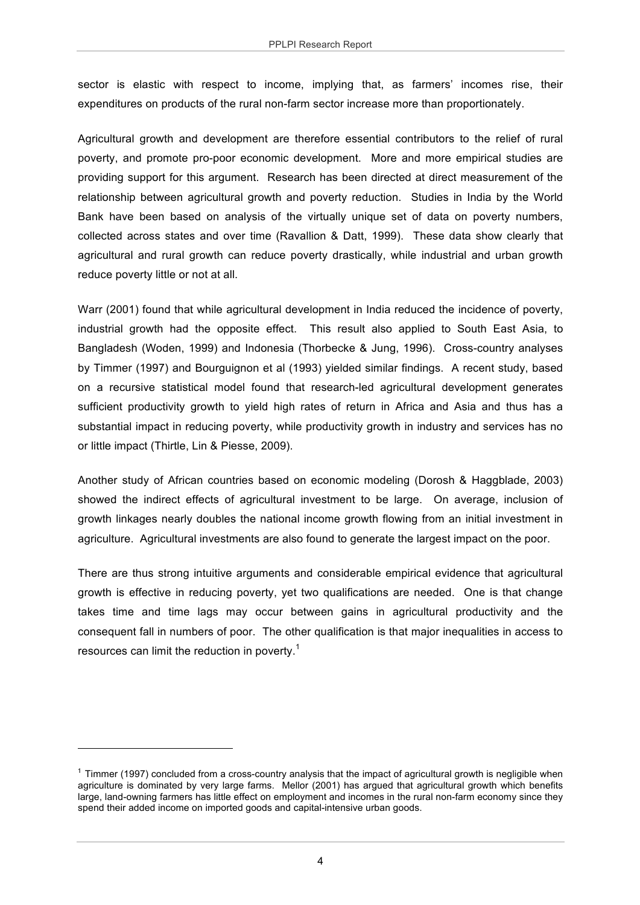sector is elastic with respect to income, implying that, as farmers' incomes rise, their expenditures on products of the rural non-farm sector increase more than proportionately.

Agricultural growth and development are therefore essential contributors to the relief of rural poverty, and promote pro-poor economic development. More and more empirical studies are providing support for this argument. Research has been directed at direct measurement of the relationship between agricultural growth and poverty reduction. Studies in India by the World Bank have been based on analysis of the virtually unique set of data on poverty numbers, collected across states and over time (Ravallion & Datt, 1999). These data show clearly that agricultural and rural growth can reduce poverty drastically, while industrial and urban growth reduce poverty little or not at all.

Warr (2001) found that while agricultural development in India reduced the incidence of poverty, industrial growth had the opposite effect. This result also applied to South East Asia, to Bangladesh (Woden, 1999) and Indonesia (Thorbecke & Jung, 1996). Cross-country analyses by Timmer (1997) and Bourguignon et al (1993) yielded similar findings. A recent study, based on a recursive statistical model found that research-led agricultural development generates sufficient productivity growth to yield high rates of return in Africa and Asia and thus has a substantial impact in reducing poverty, while productivity growth in industry and services has no or little impact (Thirtle, Lin & Piesse, 2009).

Another study of African countries based on economic modeling (Dorosh & Haggblade, 2003) showed the indirect effects of agricultural investment to be large. On average, inclusion of growth linkages nearly doubles the national income growth flowing from an initial investment in agriculture. Agricultural investments are also found to generate the largest impact on the poor.

There are thus strong intuitive arguments and considerable empirical evidence that agricultural growth is effective in reducing poverty, yet two qualifications are needed. One is that change takes time and time lags may occur between gains in agricultural productivity and the consequent fall in numbers of poor. The other qualification is that major inequalities in access to resources can limit the reduction in poverty.[1]

---

[1] Timmer (1997) concluded from a cross-country analysis that the impact of agricultural growth is negligible when agriculture is dominated by very large farms. Mellor (2001) has argued that agricultural growth which benefits large, land-owning farmers has little effect on employment and incomes in the rural non-farm economy since they spend their added income on imported goods and capital-intensive urban goods.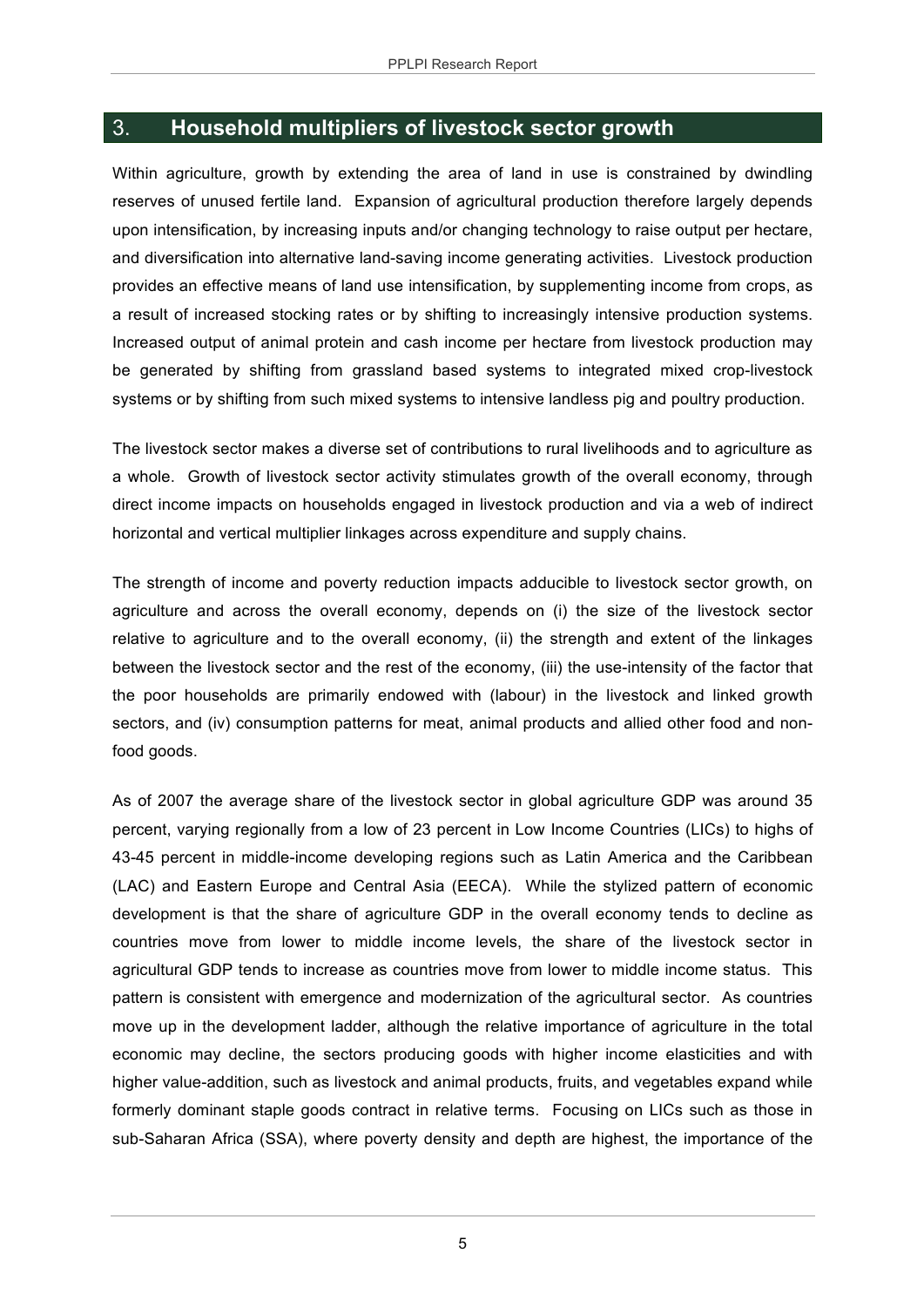## 3. Household multipliers of livestock sector growth

Within agriculture, growth by extending the area of land in use is constrained by dwindling reserves of unused fertile land. Expansion of agricultural production therefore largely depends upon intensification, by increasing inputs and/or changing technology to raise output per hectare, and diversification into alternative land-saving income generating activities. Livestock production provides an effective means of land use intensification, by supplementing income from crops, as a result of increased stocking rates or by shifting to increasingly intensive production systems. Increased output of animal protein and cash income per hectare from livestock production may be generated by shifting from grassland based systems to integrated mixed crop-livestock systems or by shifting from such mixed systems to intensive landless pig and poultry production.

The livestock sector makes a diverse set of contributions to rural livelihoods and to agriculture as a whole. Growth of livestock sector activity stimulates growth of the overall economy, through direct income impacts on households engaged in livestock production and via a web of indirect horizontal and vertical multiplier linkages across expenditure and supply chains.

The strength of income and poverty reduction impacts adducible to livestock sector growth, on agriculture and across the overall economy, depends on (i) the size of the livestock sector relative to agriculture and to the overall economy, (ii) the strength and extent of the linkages between the livestock sector and the rest of the economy, (iii) the use-intensity of the factor that the poor households are primarily endowed with (labour) in the livestock and linked growth sectors, and (iv) consumption patterns for meat, animal products and allied other food and non-food goods.

As of 2007 the average share of the livestock sector in global agriculture GDP was around 35 percent, varying regionally from a low of 23 percent in Low Income Countries (LICs) to highs of 43-45 percent in middle-income developing regions such as Latin America and the Caribbean (LAC) and Eastern Europe and Central Asia (EECA). While the stylized pattern of economic development is that the share of agriculture GDP in the overall economy tends to decline as countries move from lower to middle income levels, the share of the livestock sector in agricultural GDP tends to increase as countries move from lower to middle income status. This pattern is consistent with emergence and modernization of the agricultural sector. As countries move up in the development ladder, although the relative importance of agriculture in the total economic may decline, the sectors producing goods with higher income elasticities and with higher value-addition, such as livestock and animal products, fruits, and vegetables expand while formerly dominant staple goods contract in relative terms. Focusing on LICs such as those in sub-Saharan Africa (SSA), where poverty density and depth are highest, the importance of the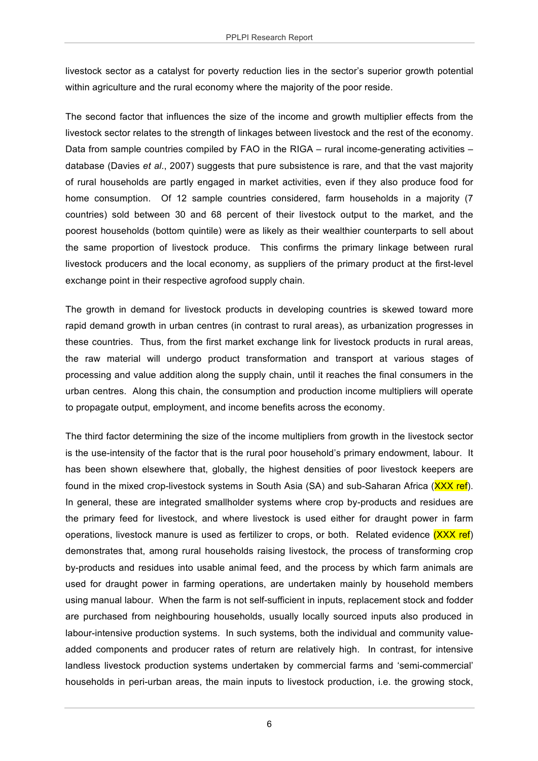livestock sector as a catalyst for poverty reduction lies in the sector's superior growth potential within agriculture and the rural economy where the majority of the poor reside.

The second factor that influences the size of the income and growth multiplier effects from the livestock sector relates to the strength of linkages between livestock and the rest of the economy. Data from sample countries compiled by FAO in the RIGA – rural income-generating activities – database (Davies *et al*., 2007) suggests that pure subsistence is rare, and that the vast majority of rural households are partly engaged in market activities, even if they also produce food for home consumption. Of 12 sample countries considered, farm households in a majority (7 countries) sold between 30 and 68 percent of their livestock output to the market, and the poorest households (bottom quintile) were as likely as their wealthier counterparts to sell about the same proportion of livestock produce. This confirms the primary linkage between rural livestock producers and the local economy, as suppliers of the primary product at the first-level exchange point in their respective agrofood supply chain.

The growth in demand for livestock products in developing countries is skewed toward more rapid demand growth in urban centres (in contrast to rural areas), as urbanization progresses in these countries. Thus, from the first market exchange link for livestock products in rural areas, the raw material will undergo product transformation and transport at various stages of processing and value addition along the supply chain, until it reaches the final consumers in the urban centres. Along this chain, the consumption and production income multipliers will operate to propagate output, employment, and income benefits across the economy.

The third factor determining the size of the income multipliers from growth in the livestock sector is the use-intensity of the factor that is the rural poor household's primary endowment, labour. It has been shown elsewhere that, globally, the highest densities of poor livestock keepers are found in the mixed crop-livestock systems in South Asia (SA) and sub-Saharan Africa (XXX ref). In general, these are integrated smallholder systems where crop by-products and residues are the primary feed for livestock, and where livestock is used either for draught power in farm operations, livestock manure is used as fertilizer to crops, or both. Related evidence (XXX ref) demonstrates that, among rural households raising livestock, the process of transforming crop by-products and residues into usable animal feed, and the process by which farm animals are used for draught power in farming operations, are undertaken mainly by household members using manual labour. When the farm is not self-sufficient in inputs, replacement stock and fodder are purchased from neighbouring households, usually locally sourced inputs also produced in labour-intensive production systems. In such systems, both the individual and community value-added components and producer rates of return are relatively high. In contrast, for intensive landless livestock production systems undertaken by commercial farms and 'semi-commercial' households in peri-urban areas, the main inputs to livestock production, i.e. the growing stock,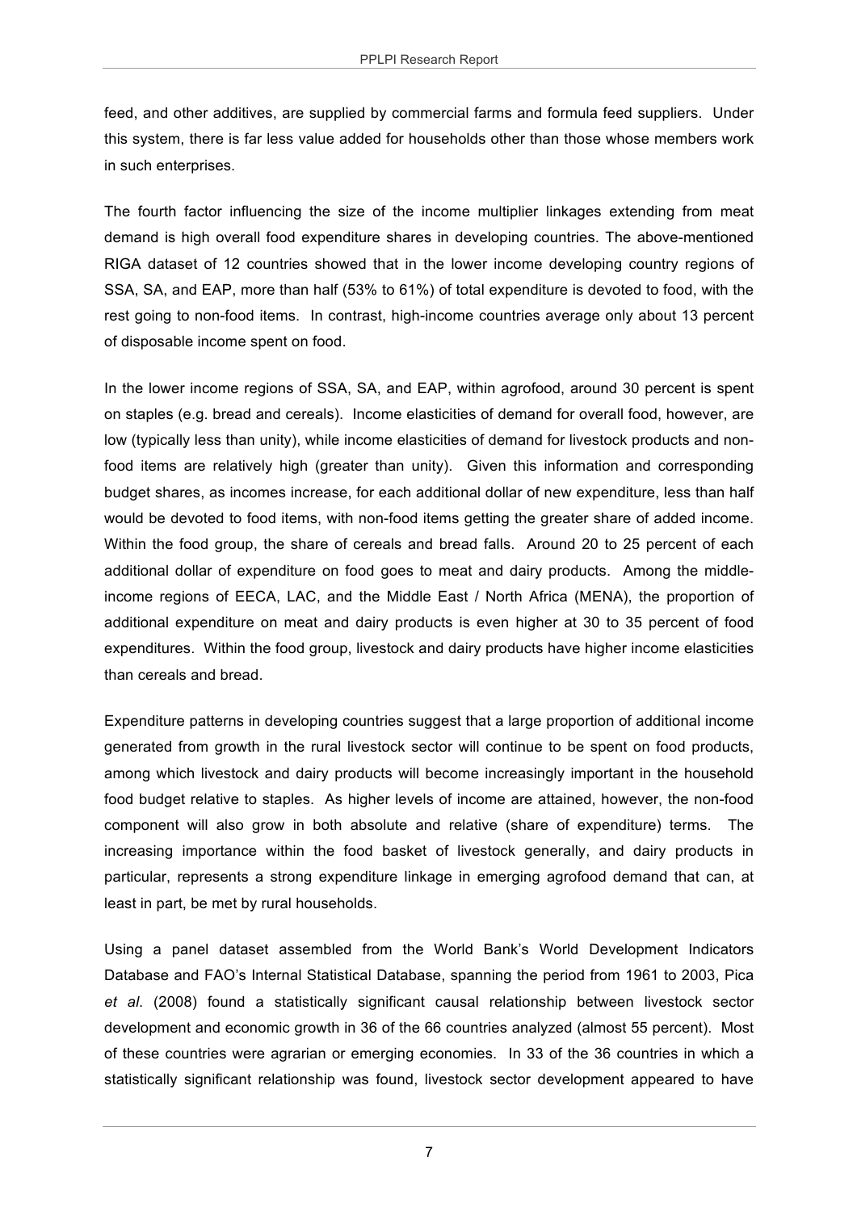feed, and other additives, are supplied by commercial farms and formula feed suppliers. Under this system, there is far less value added for households other than those whose members work in such enterprises.

The fourth factor influencing the size of the income multiplier linkages extending from meat demand is high overall food expenditure shares in developing countries. The above-mentioned RIGA dataset of 12 countries showed that in the lower income developing country regions of SSA, SA, and EAP, more than half (53% to 61%) of total expenditure is devoted to food, with the rest going to non-food items. In contrast, high-income countries average only about 13 percent of disposable income spent on food.

In the lower income regions of SSA, SA, and EAP, within agrofood, around 30 percent is spent on staples (e.g. bread and cereals). Income elasticities of demand for overall food, however, are low (typically less than unity), while income elasticities of demand for livestock products and non-food items are relatively high (greater than unity). Given this information and corresponding budget shares, as incomes increase, for each additional dollar of new expenditure, less than half would be devoted to food items, with non-food items getting the greater share of added income. Within the food group, the share of cereals and bread falls. Around 20 to 25 percent of each additional dollar of expenditure on food goes to meat and dairy products. Among the middle-income regions of EECA, LAC, and the Middle East / North Africa (MENA), the proportion of additional expenditure on meat and dairy products is even higher at 30 to 35 percent of food expenditures. Within the food group, livestock and dairy products have higher income elasticities than cereals and bread.

Expenditure patterns in developing countries suggest that a large proportion of additional income generated from growth in the rural livestock sector will continue to be spent on food products, among which livestock and dairy products will become increasingly important in the household food budget relative to staples. As higher levels of income are attained, however, the non-food component will also grow in both absolute and relative (share of expenditure) terms. The increasing importance within the food basket of livestock generally, and dairy products in particular, represents a strong expenditure linkage in emerging agrofood demand that can, at least in part, be met by rural households.

Using a panel dataset assembled from the World Bank's World Development Indicators Database and FAO's Internal Statistical Database, spanning the period from 1961 to 2003, Pica *et al*. (2008) found a statistically significant causal relationship between livestock sector development and economic growth in 36 of the 66 countries analyzed (almost 55 percent). Most of these countries were agrarian or emerging economies. In 33 of the 36 countries in which a statistically significant relationship was found, livestock sector development appeared to have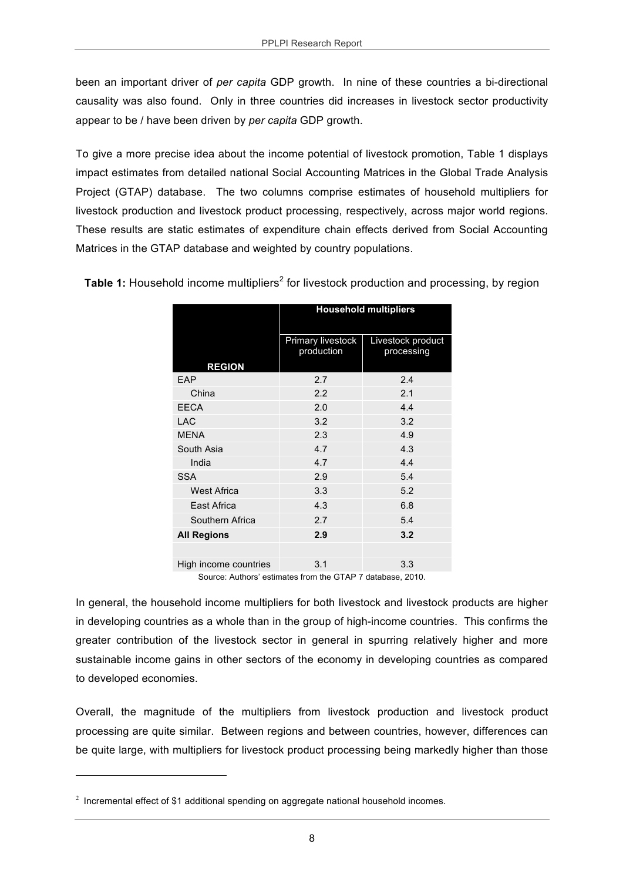been an important driver of *per capita* GDP growth. In nine of these countries a bi-directional causality was also found. Only in three countries did increases in livestock sector productivity appear to be / have been driven by *per capita* GDP growth.

To give a more precise idea about the income potential of livestock promotion, Table 1 displays impact estimates from detailed national Social Accounting Matrices in the Global Trade Analysis Project (GTAP) database. The two columns comprise estimates of household multipliers for livestock production and livestock product processing, respectively, across major world regions. These results are static estimates of expenditure chain effects derived from Social Accounting Matrices in the GTAP database and weighted by country populations.

**Table 1:** Household income multipliers[2] for livestock production and processing, by region

| | Household multipliers | |
|---|---|---|
| **REGION** | Primary livestock production | Livestock product processing |
| EAP | 2.7 | 2.4 |
| China | 2.2 | 2.1 |
| EECA | 2.0 | 4.4 |
| LAC | 3.2 | 3.2 |
| MENA | 2.3 | 4.9 |
| South Asia | 4.7 | 4.3 |
| India | 4.7 | 4.4 |
| SSA | 2.9 | 5.4 |
| West Africa | 3.3 | 5.2 |
| East Africa | 4.3 | 6.8 |
| Southern Africa | 2.7 | 5.4 |
| **All Regions** | **2.9** | **3.2** |
| | | |
| High income countries | 3.1 | 3.3 |

Source: Authors' estimates from the GTAP 7 database, 2010.

In general, the household income multipliers for both livestock and livestock products are higher in developing countries as a whole than in the group of high-income countries. This confirms the greater contribution of the livestock sector in general in spurring relatively higher and more sustainable income gains in other sectors of the economy in developing countries as compared to developed economies.

Overall, the magnitude of the multipliers from livestock production and livestock product processing are quite similar. Between regions and between countries, however, differences can be quite large, with multipliers for livestock product processing being markedly higher than those

[2] Incremental effect of $1 additional spending on aggregate national household incomes.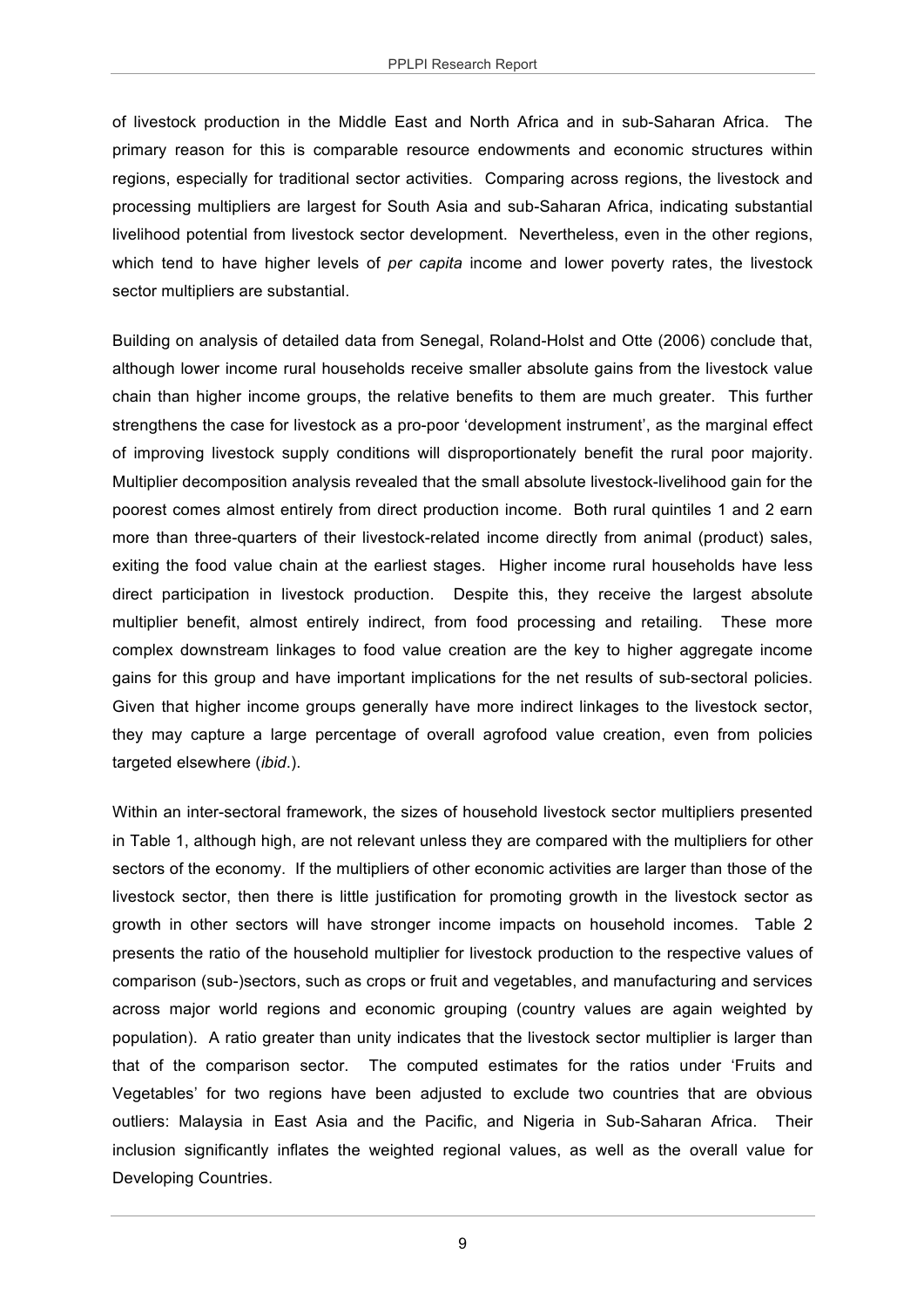of livestock production in the Middle East and North Africa and in sub-Saharan Africa. The primary reason for this is comparable resource endowments and economic structures within regions, especially for traditional sector activities. Comparing across regions, the livestock and processing multipliers are largest for South Asia and sub-Saharan Africa, indicating substantial livelihood potential from livestock sector development. Nevertheless, even in the other regions, which tend to have higher levels of *per capita* income and lower poverty rates, the livestock sector multipliers are substantial.

Building on analysis of detailed data from Senegal, Roland-Holst and Otte (2006) conclude that, although lower income rural households receive smaller absolute gains from the livestock value chain than higher income groups, the relative benefits to them are much greater. This further strengthens the case for livestock as a pro-poor 'development instrument', as the marginal effect of improving livestock supply conditions will disproportionately benefit the rural poor majority. Multiplier decomposition analysis revealed that the small absolute livestock-livelihood gain for the poorest comes almost entirely from direct production income. Both rural quintiles 1 and 2 earn more than three-quarters of their livestock-related income directly from animal (product) sales, exiting the food value chain at the earliest stages. Higher income rural households have less direct participation in livestock production. Despite this, they receive the largest absolute multiplier benefit, almost entirely indirect, from food processing and retailing. These more complex downstream linkages to food value creation are the key to higher aggregate income gains for this group and have important implications for the net results of sub-sectoral policies. Given that higher income groups generally have more indirect linkages to the livestock sector, they may capture a large percentage of overall agrofood value creation, even from policies targeted elsewhere (*ibid*.).

Within an inter-sectoral framework, the sizes of household livestock sector multipliers presented in Table 1, although high, are not relevant unless they are compared with the multipliers for other sectors of the economy. If the multipliers of other economic activities are larger than those of the livestock sector, then there is little justification for promoting growth in the livestock sector as growth in other sectors will have stronger income impacts on household incomes. Table 2 presents the ratio of the household multiplier for livestock production to the respective values of comparison (sub-)sectors, such as crops or fruit and vegetables, and manufacturing and services across major world regions and economic grouping (country values are again weighted by population). A ratio greater than unity indicates that the livestock sector multiplier is larger than that of the comparison sector. The computed estimates for the ratios under 'Fruits and Vegetables' for two regions have been adjusted to exclude two countries that are obvious outliers: Malaysia in East Asia and the Pacific, and Nigeria in Sub-Saharan Africa. Their inclusion significantly inflates the weighted regional values, as well as the overall value for Developing Countries.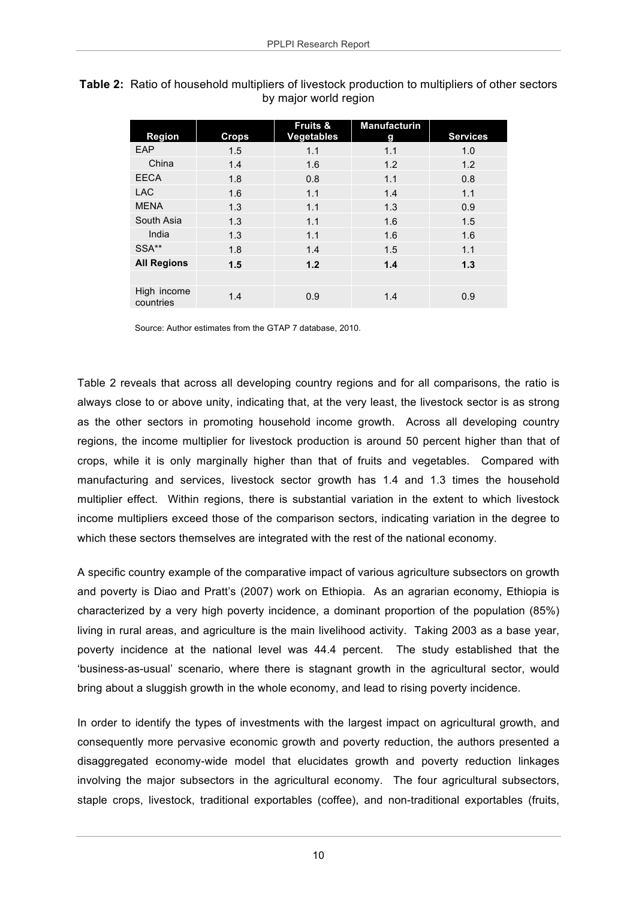**Table 2:** Ratio of household multipliers of livestock production to multipliers of other sectors by major world region

| Region | Crops | Fruits & Vegetables | Manufacturing | Services |
|---|---|---|---|---|
| EAP | 1.5 | 1.1 | 1.1 | 1.0 |
| China | 1.4 | 1.6 | 1.2 | 1.2 |
| EECA | 1.8 | 0.8 | 1.1 | 0.8 |
| LAC | 1.6 | 1.1 | 1.4 | 1.1 |
| MENA | 1.3 | 1.1 | 1.3 | 0.9 |
| South Asia | 1.3 | 1.1 | 1.6 | 1.5 |
| India | 1.3 | 1.1 | 1.6 | 1.6 |
| SSA** | 1.8 | 1.4 | 1.5 | 1.1 |
| **All Regions** | **1.5** | **1.2** | **1.4** | **1.3** |
| | | | | |
| High income countries | 1.4 | 0.9 | 1.4 | 0.9 |

Source: Author estimates from the GTAP 7 database, 2010.

Table 2 reveals that across all developing country regions and for all comparisons, the ratio is always close to or above unity, indicating that, at the very least, the livestock sector is as strong as the other sectors in promoting household income growth. Across all developing country regions, the income multiplier for livestock production is around 50 percent higher than that of crops, while it is only marginally higher than that of fruits and vegetables. Compared with manufacturing and services, livestock sector growth has 1.4 and 1.3 times the household multiplier effect. Within regions, there is substantial variation in the extent to which livestock income multipliers exceed those of the comparison sectors, indicating variation in the degree to which these sectors themselves are integrated with the rest of the national economy.

A specific country example of the comparative impact of various agriculture subsectors on growth and poverty is Diao and Pratt's (2007) work on Ethiopia. As an agrarian economy, Ethiopia is characterized by a very high poverty incidence, a dominant proportion of the population (85%) living in rural areas, and agriculture is the main livelihood activity. Taking 2003 as a base year, poverty incidence at the national level was 44.4 percent. The study established that the 'business-as-usual' scenario, where there is stagnant growth in the agricultural sector, would bring about a sluggish growth in the whole economy, and lead to rising poverty incidence.

In order to identify the types of investments with the largest impact on agricultural growth, and consequently more pervasive economic growth and poverty reduction, the authors presented a disaggregated economy-wide model that elucidates growth and poverty reduction linkages involving the major subsectors in the agricultural economy. The four agricultural subsectors, staple crops, livestock, traditional exportables (coffee), and non-traditional exportables (fruits,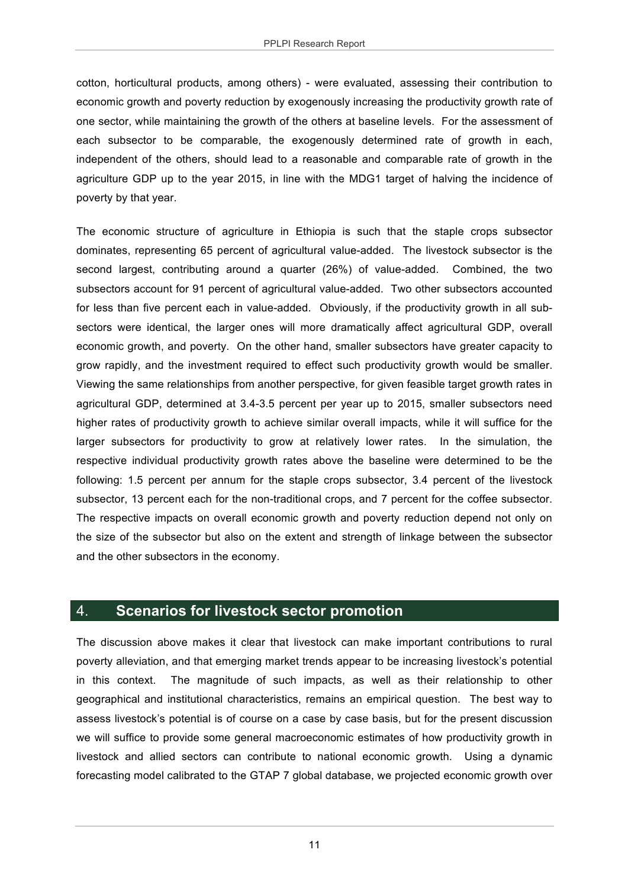cotton, horticultural products, among others) - were evaluated, assessing their contribution to economic growth and poverty reduction by exogenously increasing the productivity growth rate of one sector, while maintaining the growth of the others at baseline levels. For the assessment of each subsector to be comparable, the exogenously determined rate of growth in each, independent of the others, should lead to a reasonable and comparable rate of growth in the agriculture GDP up to the year 2015, in line with the MDG1 target of halving the incidence of poverty by that year.

The economic structure of agriculture in Ethiopia is such that the staple crops subsector dominates, representing 65 percent of agricultural value-added. The livestock subsector is the second largest, contributing around a quarter (26%) of value-added. Combined, the two subsectors account for 91 percent of agricultural value-added. Two other subsectors accounted for less than five percent each in value-added. Obviously, if the productivity growth in all sub-sectors were identical, the larger ones will more dramatically affect agricultural GDP, overall economic growth, and poverty. On the other hand, smaller subsectors have greater capacity to grow rapidly, and the investment required to effect such productivity growth would be smaller. Viewing the same relationships from another perspective, for given feasible target growth rates in agricultural GDP, determined at 3.4-3.5 percent per year up to 2015, smaller subsectors need higher rates of productivity growth to achieve similar overall impacts, while it will suffice for the larger subsectors for productivity to grow at relatively lower rates. In the simulation, the respective individual productivity growth rates above the baseline were determined to be the following: 1.5 percent per annum for the staple crops subsector, 3.4 percent of the livestock subsector, 13 percent each for the non-traditional crops, and 7 percent for the coffee subsector. The respective impacts on overall economic growth and poverty reduction depend not only on the size of the subsector but also on the extent and strength of linkage between the subsector and the other subsectors in the economy.

# 4. Scenarios for livestock sector promotion

The discussion above makes it clear that livestock can make important contributions to rural poverty alleviation, and that emerging market trends appear to be increasing livestock's potential in this context. The magnitude of such impacts, as well as their relationship to other geographical and institutional characteristics, remains an empirical question. The best way to assess livestock's potential is of course on a case by case basis, but for the present discussion we will suffice to provide some general macroeconomic estimates of how productivity growth in livestock and allied sectors can contribute to national economic growth. Using a dynamic forecasting model calibrated to the GTAP 7 global database, we projected economic growth over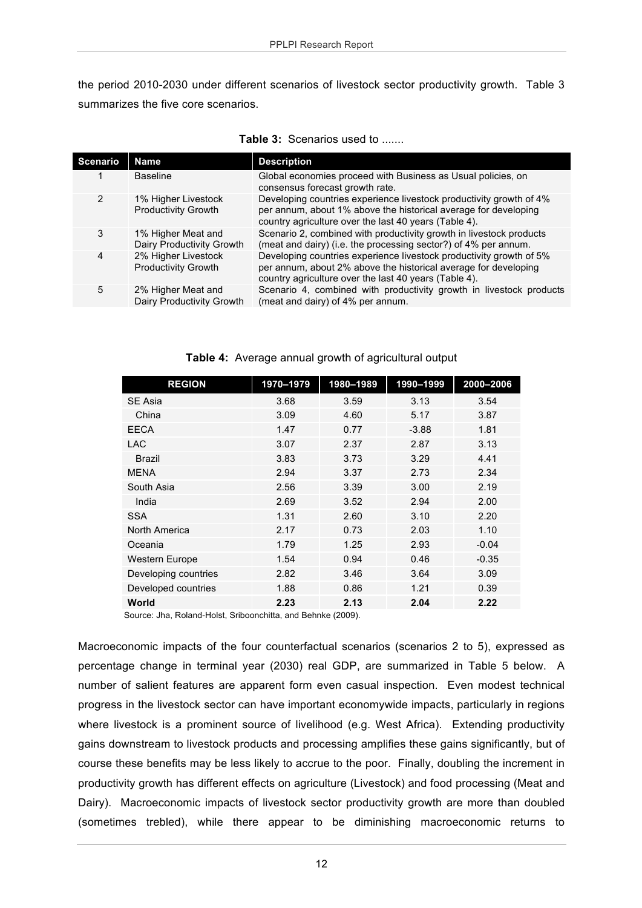the period 2010-2030 under different scenarios of livestock sector productivity growth. Table 3 summarizes the five core scenarios.

**Table 3:** Scenarios used to .......

| Scenario | Name | Description |
|---|---|---|
| 1 | Baseline | Global economies proceed with Business as Usual policies, on consensus forecast growth rate. |
| 2 | 1% Higher Livestock Productivity Growth | Developing countries experience livestock productivity growth of 4% per annum, about 1% above the historical average for developing country agriculture over the last 40 years (Table 4). |
| 3 | 1% Higher Meat and Dairy Productivity Growth | Scenario 2, combined with productivity growth in livestock products (meat and dairy) (i.e. the processing sector?) of 4% per annum. |
| 4 | 2% Higher Livestock Productivity Growth | Developing countries experience livestock productivity growth of 5% per annum, about 2% above the historical average for developing country agriculture over the last 40 years (Table 4). |
| 5 | 2% Higher Meat and Dairy Productivity Growth | Scenario 4, combined with productivity growth in livestock products (meat and dairy) of 4% per annum. |

**Table 4:** Average annual growth of agricultural output

| REGION | 1970–1979 | 1980–1989 | 1990–1999 | 2000–2006 |
|---|---|---|---|---|
| SE Asia | 3.68 | 3.59 | 3.13 | 3.54 |
| China | 3.09 | 4.60 | 5.17 | 3.87 |
| EECA | 1.47 | 0.77 | -3.88 | 1.81 |
| LAC | 3.07 | 2.37 | 2.87 | 3.13 |
| Brazil | 3.83 | 3.73 | 3.29 | 4.41 |
| MENA | 2.94 | 3.37 | 2.73 | 2.34 |
| South Asia | 2.56 | 3.39 | 3.00 | 2.19 |
| India | 2.69 | 3.52 | 2.94 | 2.00 |
| SSA | 1.31 | 2.60 | 3.10 | 2.20 |
| North America | 2.17 | 0.73 | 2.03 | 1.10 |
| Oceania | 1.79 | 1.25 | 2.93 | -0.04 |
| Western Europe | 1.54 | 0.94 | 0.46 | -0.35 |
| Developing countries | 2.82 | 3.46 | 3.64 | 3.09 |
| Developed countries | 1.88 | 0.86 | 1.21 | 0.39 |
| **World** | **2.23** | **2.13** | **2.04** | **2.22** |

Source: Jha, Roland-Holst, Sriboonchitta, and Behnke (2009).

Macroeconomic impacts of the four counterfactual scenarios (scenarios 2 to 5), expressed as percentage change in terminal year (2030) real GDP, are summarized in Table 5 below. A number of salient features are apparent form even casual inspection. Even modest technical progress in the livestock sector can have important economywide impacts, particularly in regions where livestock is a prominent source of livelihood (e.g. West Africa). Extending productivity gains downstream to livestock products and processing amplifies these gains significantly, but of course these benefits may be less likely to accrue to the poor. Finally, doubling the increment in productivity growth has different effects on agriculture (Livestock) and food processing (Meat and Dairy). Macroeconomic impacts of livestock sector productivity growth are more than doubled (sometimes trebled), while there appear to be diminishing macroeconomic returns to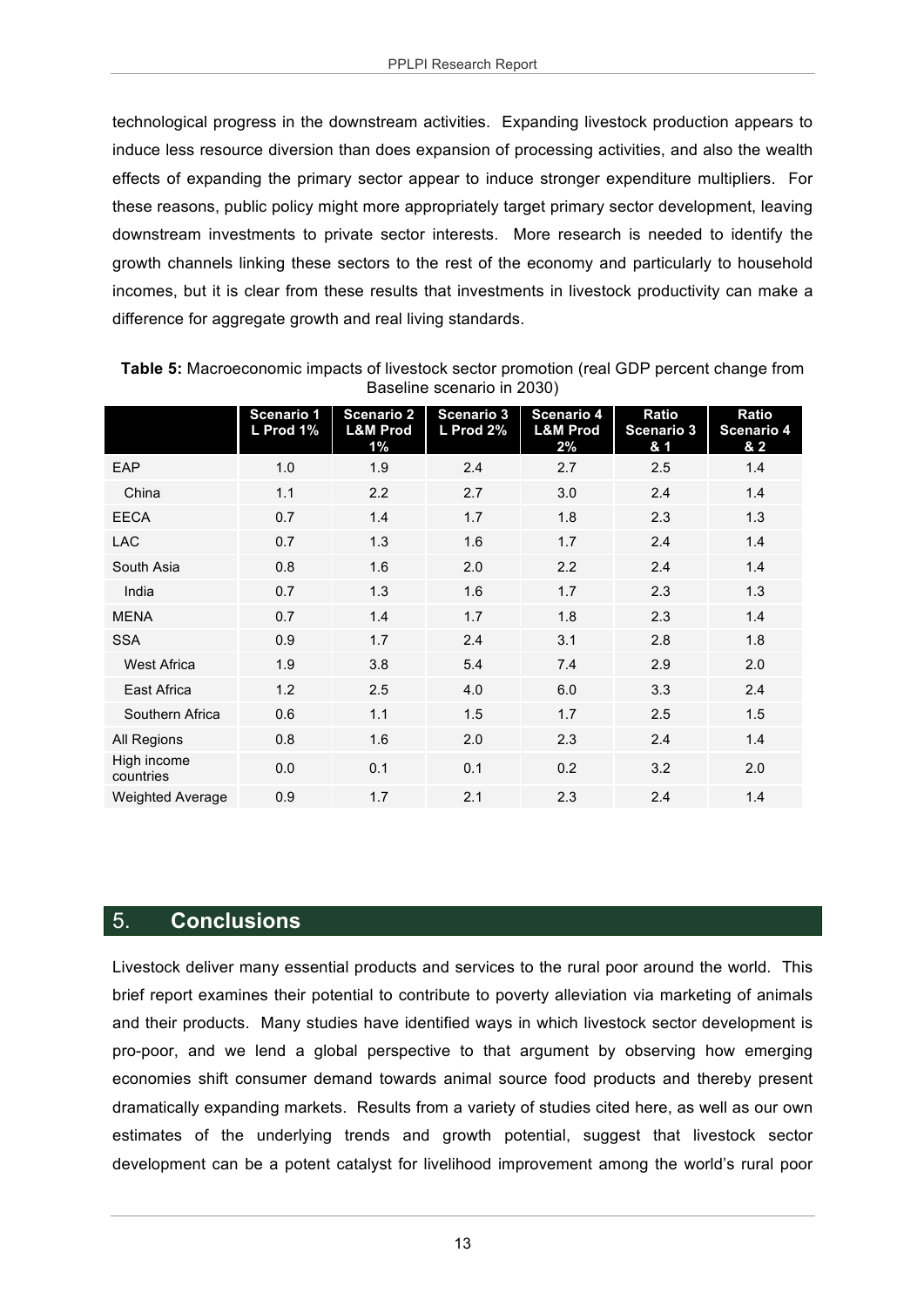technological progress in the downstream activities. Expanding livestock production appears to induce less resource diversion than does expansion of processing activities, and also the wealth effects of expanding the primary sector appear to induce stronger expenditure multipliers. For these reasons, public policy might more appropriately target primary sector development, leaving downstream investments to private sector interests. More research is needed to identify the growth channels linking these sectors to the rest of the economy and particularly to household incomes, but it is clear from these results that investments in livestock productivity can make a difference for aggregate growth and real living standards.

**Table 5:** Macroeconomic impacts of livestock sector promotion (real GDP percent change from Baseline scenario in 2030)

| | Scenario 1 L Prod 1% | Scenario 2 L&M Prod 1% | Scenario 3 L Prod 2% | Scenario 4 L&M Prod 2% | Ratio Scenario 3 & 1 | Ratio Scenario 4 & 2 |
|---|---|---|---|---|---|---|
| EAP | 1.0 | 1.9 | 2.4 | 2.7 | 2.5 | 1.4 |
| China | 1.1 | 2.2 | 2.7 | 3.0 | 2.4 | 1.4 |
| EECA | 0.7 | 1.4 | 1.7 | 1.8 | 2.3 | 1.3 |
| LAC | 0.7 | 1.3 | 1.6 | 1.7 | 2.4 | 1.4 |
| South Asia | 0.8 | 1.6 | 2.0 | 2.2 | 2.4 | 1.4 |
| India | 0.7 | 1.3 | 1.6 | 1.7 | 2.3 | 1.3 |
| MENA | 0.7 | 1.4 | 1.7 | 1.8 | 2.3 | 1.4 |
| SSA | 0.9 | 1.7 | 2.4 | 3.1 | 2.8 | 1.8 |
| West Africa | 1.9 | 3.8 | 5.4 | 7.4 | 2.9 | 2.0 |
| East Africa | 1.2 | 2.5 | 4.0 | 6.0 | 3.3 | 2.4 |
| Southern Africa | 0.6 | 1.1 | 1.5 | 1.7 | 2.5 | 1.5 |
| All Regions | 0.8 | 1.6 | 2.0 | 2.3 | 2.4 | 1.4 |
| High income countries | 0.0 | 0.1 | 0.1 | 0.2 | 3.2 | 2.0 |
| Weighted Average | 0.9 | 1.7 | 2.1 | 2.3 | 2.4 | 1.4 |

## 5. Conclusions

Livestock deliver many essential products and services to the rural poor around the world. This brief report examines their potential to contribute to poverty alleviation via marketing of animals and their products. Many studies have identified ways in which livestock sector development is pro-poor, and we lend a global perspective to that argument by observing how emerging economies shift consumer demand towards animal source food products and thereby present dramatically expanding markets. Results from a variety of studies cited here, as well as our own estimates of the underlying trends and growth potential, suggest that livestock sector development can be a potent catalyst for livelihood improvement among the world's rural poor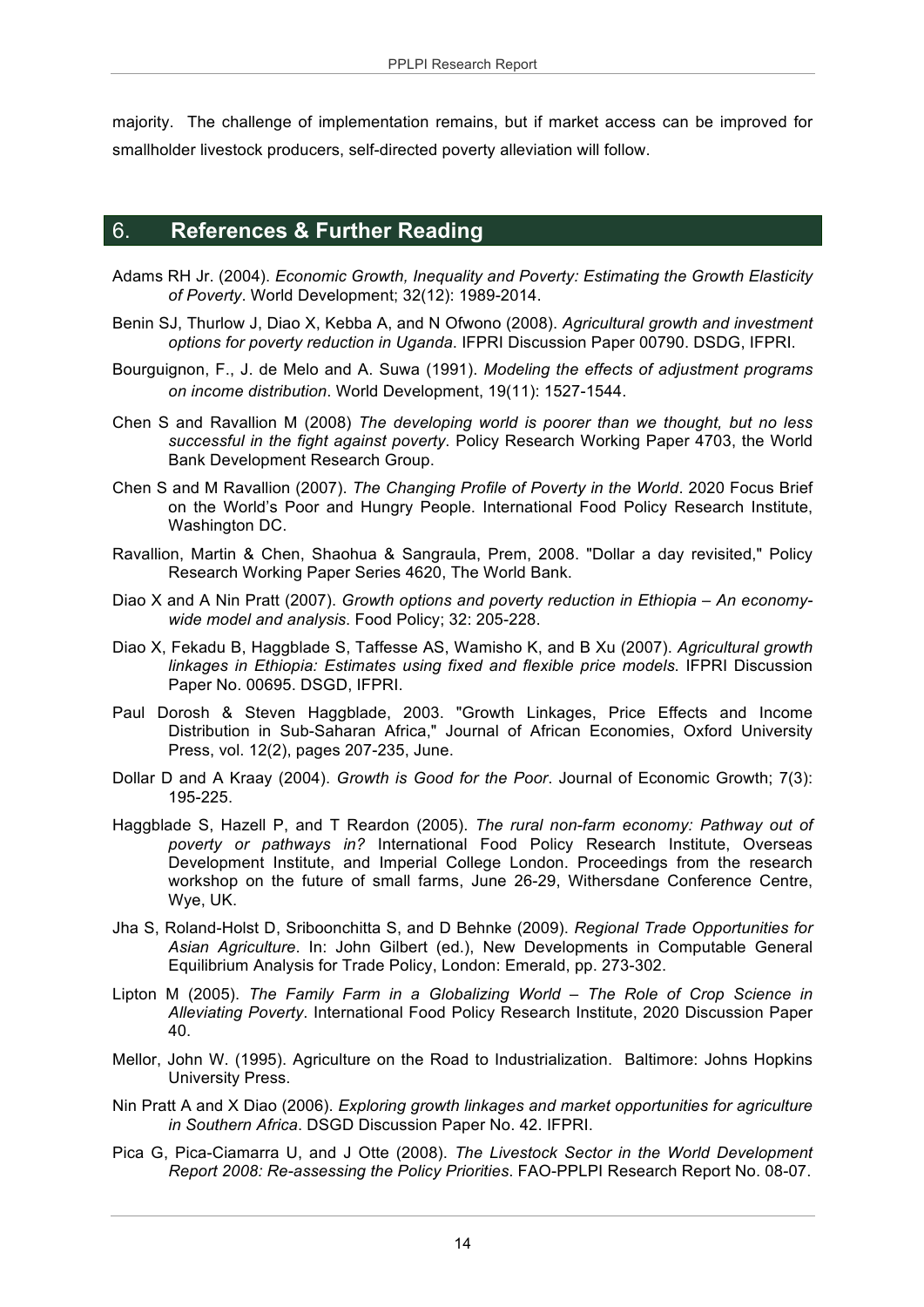majority. The challenge of implementation remains, but if market access can be improved for smallholder livestock producers, self-directed poverty alleviation will follow.

## 6. References & Further Reading

Adams RH Jr. (2004). *Economic Growth, Inequality and Poverty: Estimating the Growth Elasticity of Poverty*. World Development; 32(12): 1989-2014.

Benin SJ, Thurlow J, Diao X, Kebba A, and N Ofwono (2008). *Agricultural growth and investment options for poverty reduction in Uganda*. IFPRI Discussion Paper 00790. DSDG, IFPRI.

Bourguignon, F., J. de Melo and A. Suwa (1991). *Modeling the effects of adjustment programs on income distribution*. World Development, 19(11): 1527-1544.

Chen S and Ravallion M (2008) *The developing world is poorer than we thought, but no less successful in the fight against poverty*. Policy Research Working Paper 4703, the World Bank Development Research Group.

Chen S and M Ravallion (2007). *The Changing Profile of Poverty in the World*. 2020 Focus Brief on the World's Poor and Hungry People. International Food Policy Research Institute, Washington DC.

Ravallion, Martin & Chen, Shaohua & Sangraula, Prem, 2008. "Dollar a day revisited," Policy Research Working Paper Series 4620, The World Bank.

Diao X and A Nin Pratt (2007). *Growth options and poverty reduction in Ethiopia – An economy-wide model and analysis*. Food Policy; 32: 205-228.

Diao X, Fekadu B, Haggblade S, Taffesse AS, Wamisho K, and B Xu (2007). *Agricultural growth linkages in Ethiopia: Estimates using fixed and flexible price models*. IFPRI Discussion Paper No. 00695. DSGD, IFPRI.

Paul Dorosh & Steven Haggblade, 2003. "Growth Linkages, Price Effects and Income Distribution in Sub-Saharan Africa," Journal of African Economies, Oxford University Press, vol. 12(2), pages 207-235, June.

Dollar D and A Kraay (2004). *Growth is Good for the Poor*. Journal of Economic Growth; 7(3): 195-225.

Haggblade S, Hazell P, and T Reardon (2005). *The rural non-farm economy: Pathway out of poverty or pathways in?* International Food Policy Research Institute, Overseas Development Institute, and Imperial College London. Proceedings from the research workshop on the future of small farms, June 26-29, Withersdane Conference Centre, Wye, UK.

Jha S, Roland-Holst D, Sriboonchitta S, and D Behnke (2009). *Regional Trade Opportunities for Asian Agriculture*. In: John Gilbert (ed.), New Developments in Computable General Equilibrium Analysis for Trade Policy, London: Emerald, pp. 273-302.

Lipton M (2005). *The Family Farm in a Globalizing World – The Role of Crop Science in Alleviating Poverty*. International Food Policy Research Institute, 2020 Discussion Paper 40.

Mellor, John W. (1995). Agriculture on the Road to Industrialization. Baltimore: Johns Hopkins University Press.

Nin Pratt A and X Diao (2006). *Exploring growth linkages and market opportunities for agriculture in Southern Africa*. DSGD Discussion Paper No. 42. IFPRI.

Pica G, Pica-Ciamarra U, and J Otte (2008). *The Livestock Sector in the World Development Report 2008: Re-assessing the Policy Priorities*. FAO-PPLPI Research Report No. 08-07.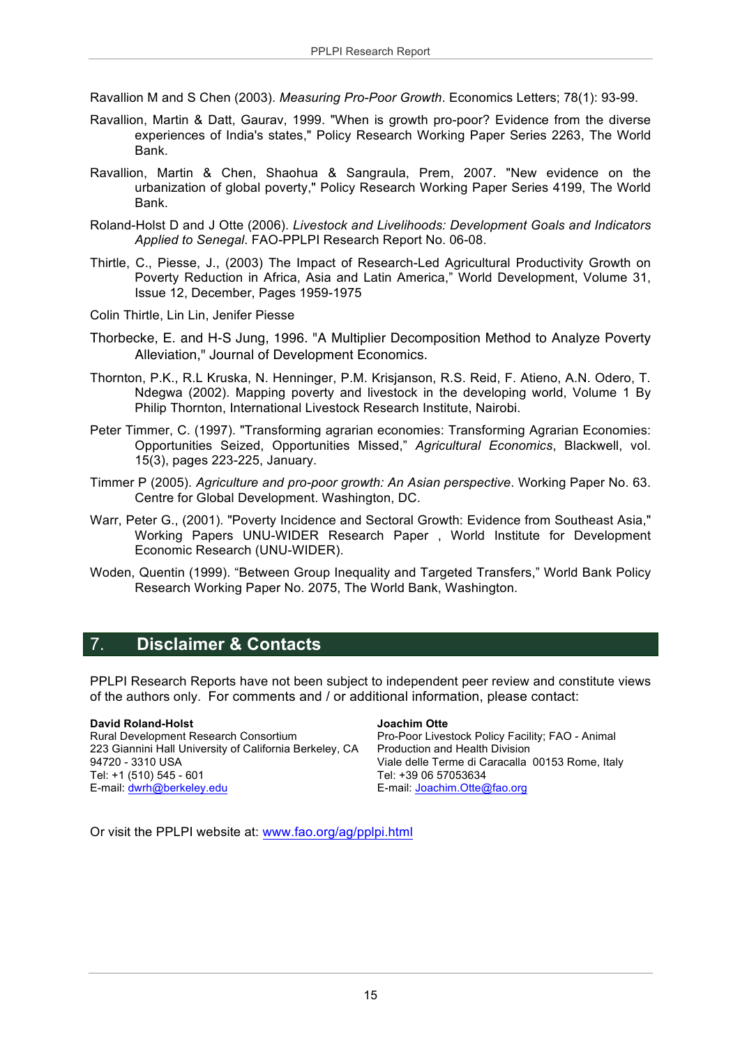Ravallion M and S Chen (2003). *Measuring Pro-Poor Growth*. Economics Letters; 78(1): 93-99.

Ravallion, Martin & Datt, Gaurav, 1999. "When is growth pro-poor? Evidence from the diverse experiences of India's states," Policy Research Working Paper Series 2263, The World Bank.

Ravallion, Martin & Chen, Shaohua & Sangraula, Prem, 2007. "New evidence on the urbanization of global poverty," Policy Research Working Paper Series 4199, The World Bank.

Roland-Holst D and J Otte (2006). *Livestock and Livelihoods: Development Goals and Indicators Applied to Senegal*. FAO-PPLPI Research Report No. 06-08.

Thirtle, C., Piesse, J., (2003) The Impact of Research-Led Agricultural Productivity Growth on Poverty Reduction in Africa, Asia and Latin America," World Development, Volume 31, Issue 12, December, Pages 1959-1975

Colin Thirtle, Lin Lin, Jenifer Piesse

Thorbecke, E. and H-S Jung, 1996. "A Multiplier Decomposition Method to Analyze Poverty Alleviation," Journal of Development Economics.

Thornton, P.K., R.L Kruska, N. Henninger, P.M. Krisjanson, R.S. Reid, F. Atieno, A.N. Odero, T. Ndegwa (2002). Mapping poverty and livestock in the developing world, Volume 1 By Philip Thornton, International Livestock Research Institute, Nairobi.

Peter Timmer, C. (1997). "Transforming agrarian economies: Transforming Agrarian Economies: Opportunities Seized, Opportunities Missed," *Agricultural Economics*, Blackwell, vol. 15(3), pages 223-225, January.

Timmer P (2005). *Agriculture and pro-poor growth: An Asian perspective*. Working Paper No. 63. Centre for Global Development. Washington, DC.

Warr, Peter G., (2001). "Poverty Incidence and Sectoral Growth: Evidence from Southeast Asia," Working Papers UNU-WIDER Research Paper , World Institute for Development Economic Research (UNU-WIDER).

Woden, Quentin (1999). "Between Group Inequality and Targeted Transfers," World Bank Policy Research Working Paper No. 2075, The World Bank, Washington.

## 7. Disclaimer & Contacts

PPLPI Research Reports have not been subject to independent peer review and constitute views of the authors only. For comments and / or additional information, please contact:

**David Roland-Holst**
Rural Development Research Consortium
223 Giannini Hall University of California Berkeley, CA 94720 - 3310 USA
Tel: +1 (510) 545 - 601
E-mail: dwrh@berkeley.edu

**Joachim Otte**
Pro-Poor Livestock Policy Facility; FAO - Animal Production and Health Division
Viale delle Terme di Caracalla 00153 Rome, Italy
Tel: +39 06 57053634
E-mail: Joachim.Otte@fao.org

Or visit the PPLPI website at: www.fao.org/ag/pplpi.html